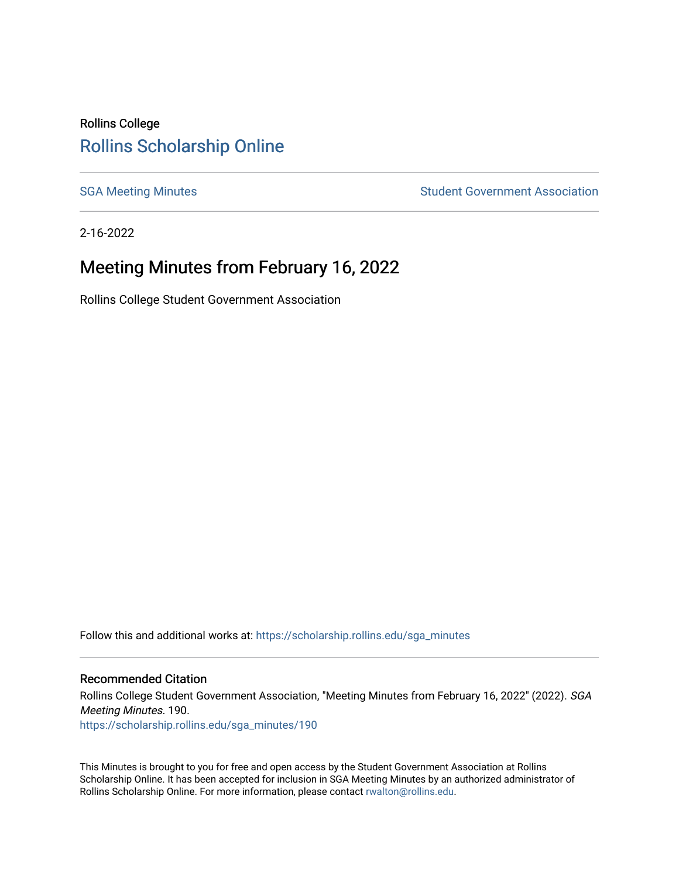Rollins College

# Rollins Scholarship Online

SGA Meeting Minutes | Student Government Association

2-16-2022

## Meeting Minutes from February 16, 2022

Rollins College Student Government Association

Follow this and additional works at: https://scholarship.rollins.edu/sga_minutes

### Recommended Citation

Rollins College Student Government Association, "Meeting Minutes from February 16, 2022" (2022). *SGA Meeting Minutes*. 190.
https://scholarship.rollins.edu/sga_minutes/190

This Minutes is brought to you for free and open access by the Student Government Association at Rollins Scholarship Online. It has been accepted for inclusion in SGA Meeting Minutes by an authorized administrator of Rollins Scholarship Online. For more information, please contact rwalton@rollins.edu.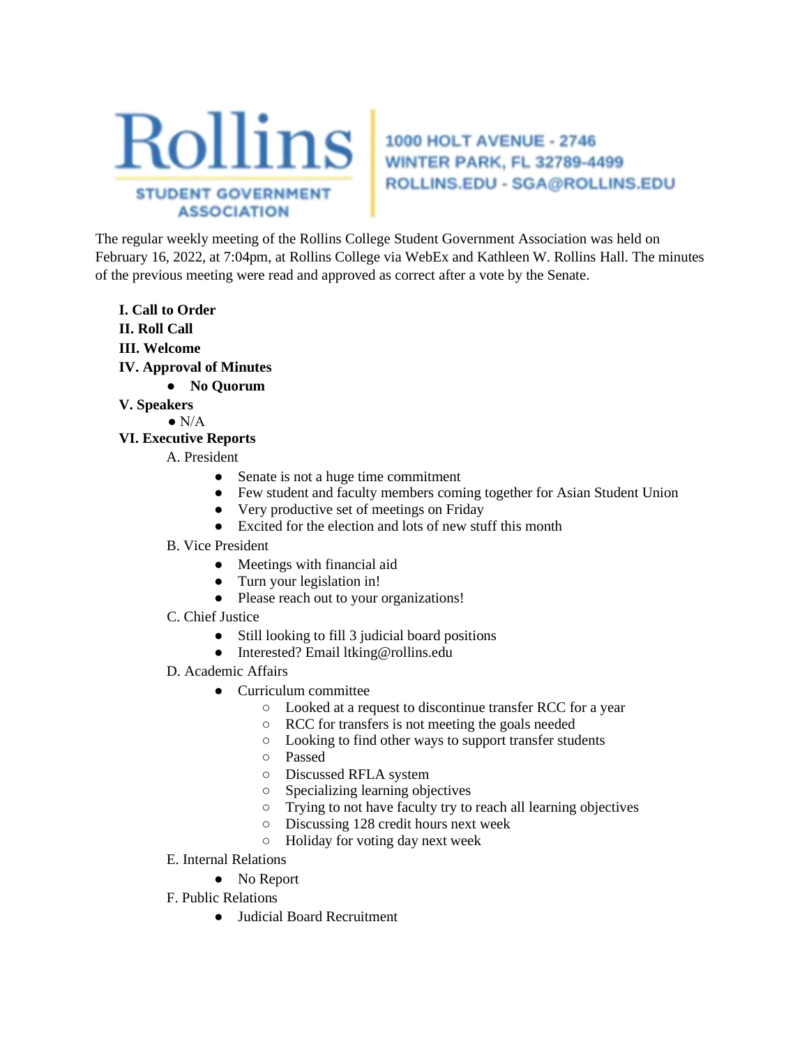**Rollins**

**STUDENT GOVERNMENT ASSOCIATION**

1000 HOLT AVENUE - 2746
WINTER PARK, FL 32789-4499
ROLLINS.EDU - SGA@ROLLINS.EDU

The regular weekly meeting of the Rollins College Student Government Association was held on February 16, 2022, at 7:04pm, at Rollins College via WebEx and Kathleen W. Rollins Hall. The minutes of the previous meeting were read and approved as correct after a vote by the Senate.

**I. Call to Order**

**II. Roll Call**

**III. Welcome**

**IV. Approval of Minutes**

- **No Quorum**

**V. Speakers**

- N/A

**VI. Executive Reports**

A. President

- Senate is not a huge time commitment
- Few student and faculty members coming together for Asian Student Union
- Very productive set of meetings on Friday
- Excited for the election and lots of new stuff this month

B. Vice President

- Meetings with financial aid
- Turn your legislation in!
- Please reach out to your organizations!

C. Chief Justice

- Still looking to fill 3 judicial board positions
- Interested? Email ltking@rollins.edu

D. Academic Affairs

- Curriculum committee
  - Looked at a request to discontinue transfer RCC for a year
  - RCC for transfers is not meeting the goals needed
  - Looking to find other ways to support transfer students
  - Passed
  - Discussed RFLA system
  - Specializing learning objectives
  - Trying to not have faculty try to reach all learning objectives
  - Discussing 128 credit hours next week
  - Holiday for voting day next week

E. Internal Relations

- No Report

F. Public Relations

- Judicial Board Recruitment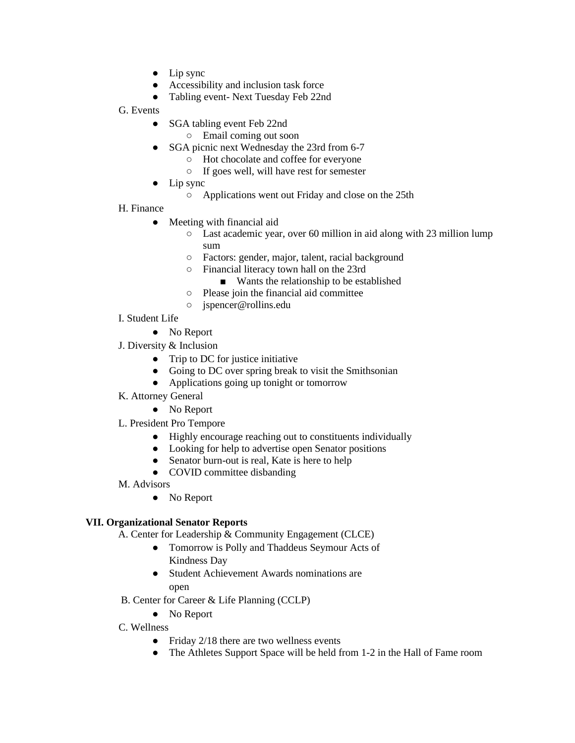- Lip sync
- Accessibility and inclusion task force
- Tabling event- Next Tuesday Feb 22nd

G. Events

- SGA tabling event Feb 22nd
  - Email coming out soon
- SGA picnic next Wednesday the 23rd from 6-7
  - Hot chocolate and coffee for everyone
  - If goes well, will have rest for semester
- Lip sync
  - Applications went out Friday and close on the 25th

H. Finance

- Meeting with financial aid
  - Last academic year, over 60 million in aid along with 23 million lump sum
  - Factors: gender, major, talent, racial background
  - Financial literacy town hall on the 23rd
    - Wants the relationship to be established
  - Please join the financial aid committee
  - jspencer@rollins.edu

I. Student Life

- No Report

J. Diversity & Inclusion

- Trip to DC for justice initiative
- Going to DC over spring break to visit the Smithsonian
- Applications going up tonight or tomorrow

K. Attorney General

- No Report

L. President Pro Tempore

- Highly encourage reaching out to constituents individually
- Looking for help to advertise open Senator positions
- Senator burn-out is real, Kate is here to help
- COVID committee disbanding

M. Advisors

- No Report

**VII. Organizational Senator Reports**

A. Center for Leadership & Community Engagement (CLCE)

- Tomorrow is Polly and Thaddeus Seymour Acts of Kindness Day
- Student Achievement Awards nominations are open

B. Center for Career & Life Planning (CCLP)

- No Report

C. Wellness

- Friday 2/18 there are two wellness events
- The Athletes Support Space will be held from 1-2 in the Hall of Fame room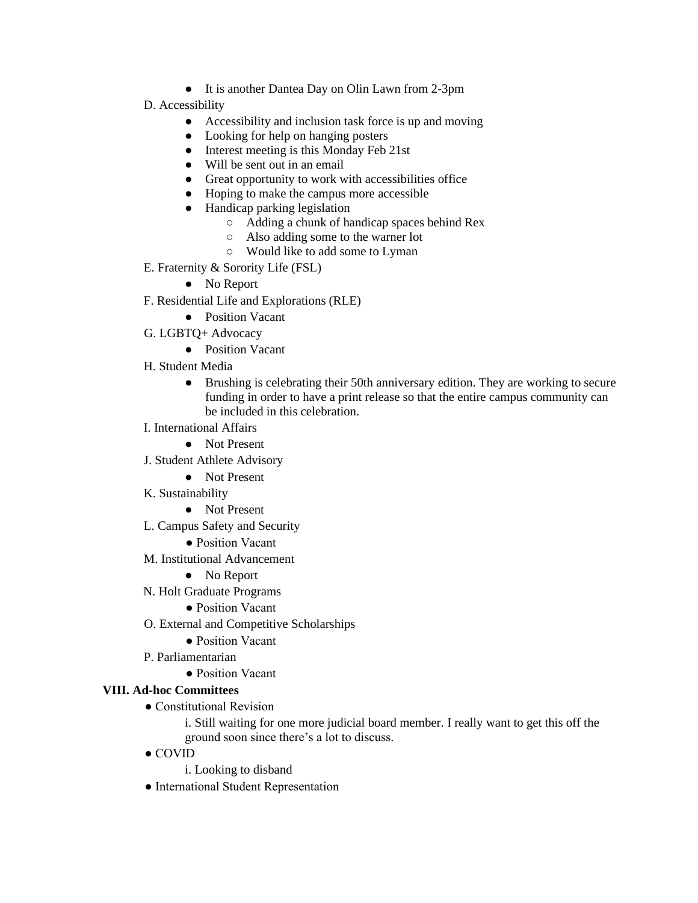- It is another Dantea Day on Olin Lawn from 2-3pm

D. Accessibility

- Accessibility and inclusion task force is up and moving
- Looking for help on hanging posters
- Interest meeting is this Monday Feb 21st
- Will be sent out in an email
- Great opportunity to work with accessibilities office
- Hoping to make the campus more accessible
- Handicap parking legislation
  - Adding a chunk of handicap spaces behind Rex
  - Also adding some to the warner lot
  - Would like to add some to Lyman

E. Fraternity & Sorority Life (FSL)

- No Report

F. Residential Life and Explorations (RLE)

- Position Vacant

G. LGBTQ+ Advocacy

- Position Vacant

H. Student Media

- Brushing is celebrating their 50th anniversary edition. They are working to secure funding in order to have a print release so that the entire campus community can be included in this celebration.

I. International Affairs

- Not Present

J. Student Athlete Advisory

- Not Present

K. Sustainability

- Not Present

L. Campus Safety and Security

- Position Vacant

M. Institutional Advancement

- No Report

N. Holt Graduate Programs

- Position Vacant

O. External and Competitive Scholarships

- Position Vacant

P. Parliamentarian

- Position Vacant

**VIII. Ad-hoc Committees**

- Constitutional Revision
  - i. Still waiting for one more judicial board member. I really want to get this off the ground soon since there's a lot to discuss.
- COVID
  - i. Looking to disband
- International Student Representation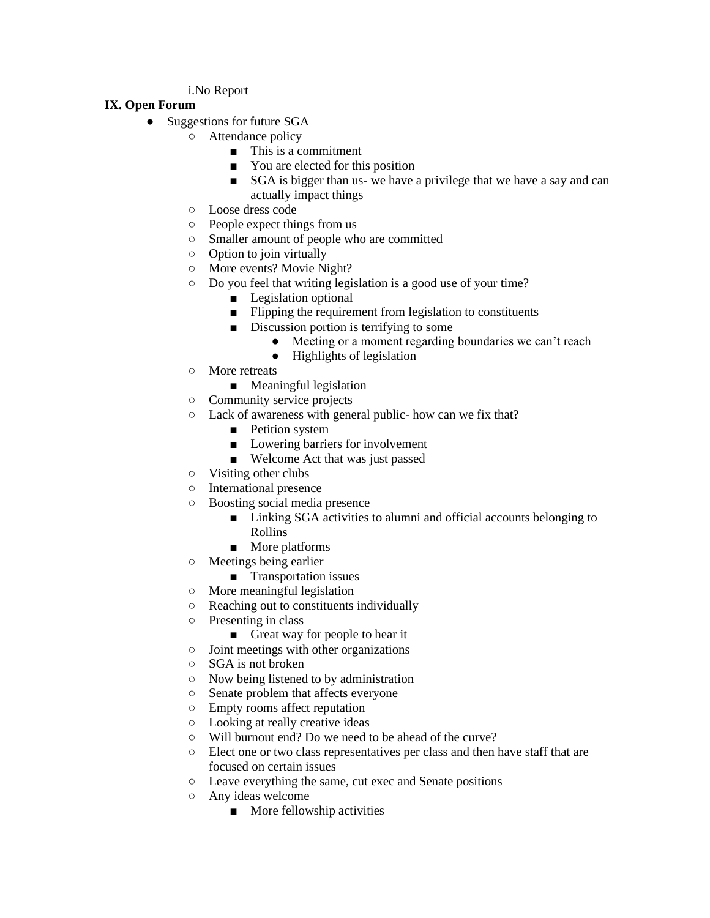i. No Report

**IX. Open Forum**

- Suggestions for future SGA
    - Attendance policy
        - This is a commitment
        - You are elected for this position
        - SGA is bigger than us- we have a privilege that we have a say and can actually impact things
    - Loose dress code
    - People expect things from us
    - Smaller amount of people who are committed
    - Option to join virtually
    - More events? Movie Night?
    - Do you feel that writing legislation is a good use of your time?
        - Legislation optional
        - Flipping the requirement from legislation to constituents
        - Discussion portion is terrifying to some
            - Meeting or a moment regarding boundaries we can't reach
            - Highlights of legislation
    - More retreats
        - Meaningful legislation
    - Community service projects
    - Lack of awareness with general public- how can we fix that?
        - Petition system
        - Lowering barriers for involvement
        - Welcome Act that was just passed
    - Visiting other clubs
    - International presence
    - Boosting social media presence
        - Linking SGA activities to alumni and official accounts belonging to Rollins
        - More platforms
    - Meetings being earlier
        - Transportation issues
    - More meaningful legislation
    - Reaching out to constituents individually
    - Presenting in class
        - Great way for people to hear it
    - Joint meetings with other organizations
    - SGA is not broken
    - Now being listened to by administration
    - Senate problem that affects everyone
    - Empty rooms affect reputation
    - Looking at really creative ideas
    - Will burnout end? Do we need to be ahead of the curve?
    - Elect one or two class representatives per class and then have staff that are focused on certain issues
    - Leave everything the same, cut exec and Senate positions
    - Any ideas welcome
        - More fellowship activities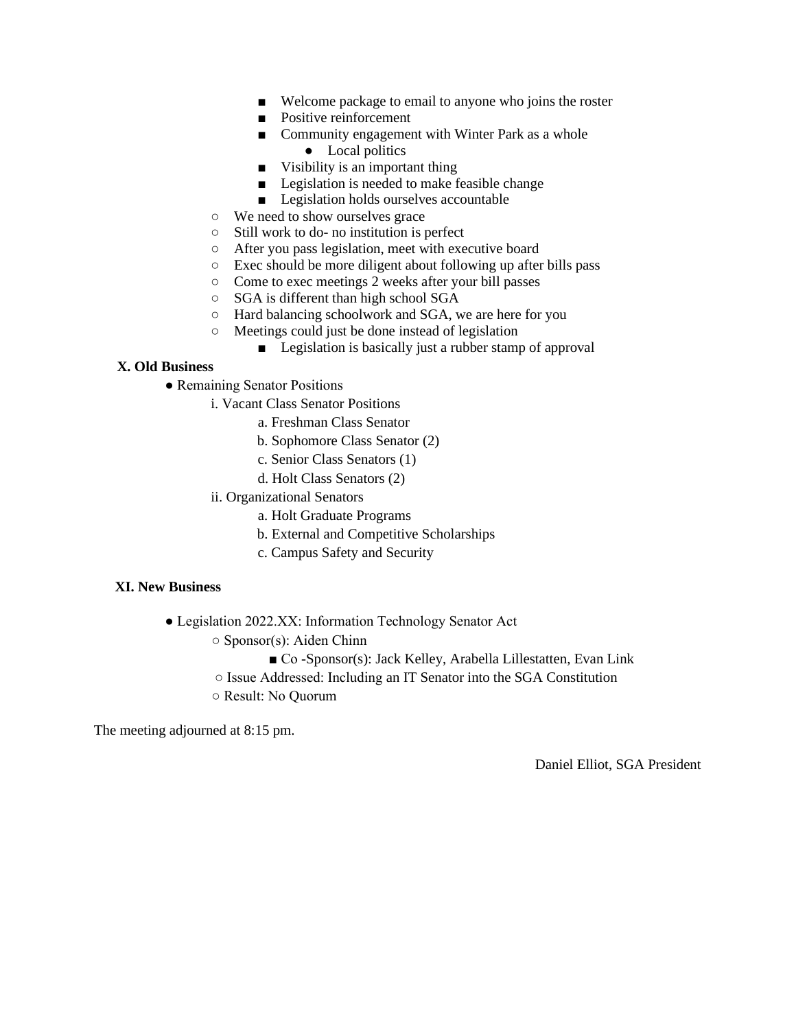- Welcome package to email to anyone who joins the roster
        - Positive reinforcement
        - Community engagement with Winter Park as a whole
            - Local politics
        - Visibility is an important thing
        - Legislation is needed to make feasible change
        - Legislation holds ourselves accountable
    - We need to show ourselves grace
    - Still work to do- no institution is perfect
    - After you pass legislation, meet with executive board
    - Exec should be more diligent about following up after bills pass
    - Come to exec meetings 2 weeks after your bill passes
    - SGA is different than high school SGA
    - Hard balancing schoolwork and SGA, we are here for you
    - Meetings could just be done instead of legislation
        - Legislation is basically just a rubber stamp of approval

**X. Old Business**

- Remaining Senator Positions
    - i. Vacant Class Senator Positions
        - a. Freshman Class Senator
        - b. Sophomore Class Senator (2)
        - c. Senior Class Senators (1)
        - d. Holt Class Senators (2)
    - ii. Organizational Senators
        - a. Holt Graduate Programs
        - b. External and Competitive Scholarships
        - c. Campus Safety and Security

**XI. New Business**

- Legislation 2022.XX: Information Technology Senator Act
    - Sponsor(s): Aiden Chinn
        - Co -Sponsor(s): Jack Kelley, Arabella Lillestatten, Evan Link
    - Issue Addressed: Including an IT Senator into the SGA Constitution
    - Result: No Quorum

The meeting adjourned at 8:15 pm.

Daniel Elliot, SGA President